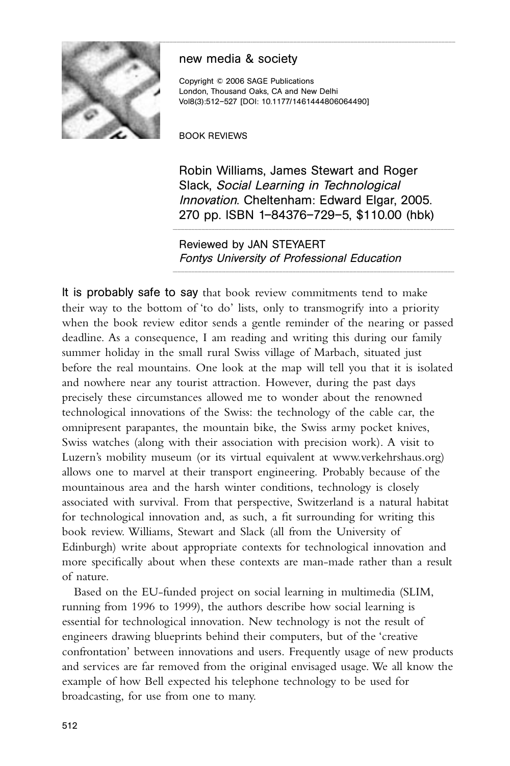# new media & society

Copyright © 2006 SAGE Publications
London, Thousand Oaks, CA and New Delhi
Vol8(3):512–527 [DOI: 10.1177/1461444806064490]

BOOK REVIEWS

## Robin Williams, James Stewart and Roger Slack, *Social Learning in Technological Innovation*. Cheltenham: Edward Elgar, 2005. 270 pp. ISBN 1–84376–729–5, $110.00 (hbk)

Reviewed by JAN STEYAERT
*Fontys University of Professional Education*

It is probably safe to say that book review commitments tend to make their way to the bottom of 'to do' lists, only to transmogrify into a priority when the book review editor sends a gentle reminder of the nearing or passed deadline. As a consequence, I am reading and writing this during our family summer holiday in the small rural Swiss village of Marbach, situated just before the real mountains. One look at the map will tell you that it is isolated and nowhere near any tourist attraction. However, during the past days precisely these circumstances allowed me to wonder about the renowned technological innovations of the Swiss: the technology of the cable car, the omnipresent parapantes, the mountain bike, the Swiss army pocket knives, Swiss watches (along with their association with precision work). A visit to Luzern's mobility museum (or its virtual equivalent at www.verkehrshaus.org) allows one to marvel at their transport engineering. Probably because of the mountainous area and the harsh winter conditions, technology is closely associated with survival. From that perspective, Switzerland is a natural habitat for technological innovation and, as such, a fit surrounding for writing this book review. Williams, Stewart and Slack (all from the University of Edinburgh) write about appropriate contexts for technological innovation and more specifically about when these contexts are man-made rather than a result of nature.

Based on the EU-funded project on social learning in multimedia (SLIM, running from 1996 to 1999), the authors describe how social learning is essential for technological innovation. New technology is not the result of engineers drawing blueprints behind their computers, but of the 'creative confrontation' between innovations and users. Frequently usage of new products and services are far removed from the original envisaged usage. We all know the example of how Bell expected his telephone technology to be used for broadcasting, for use from one to many.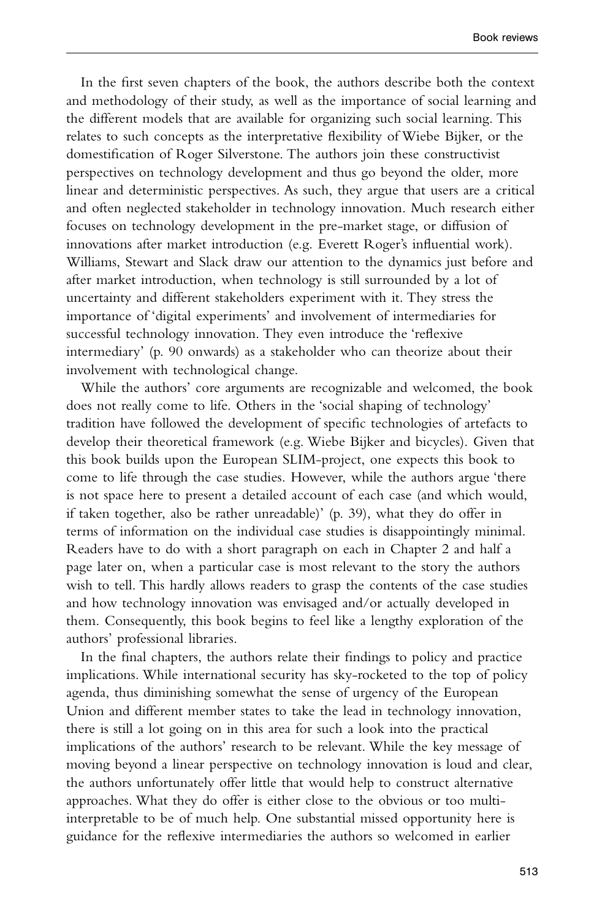In the first seven chapters of the book, the authors describe both the context and methodology of their study, as well as the importance of social learning and the different models that are available for organizing such social learning. This relates to such concepts as the interpretative flexibility of Wiebe Bijker, or the domestification of Roger Silverstone. The authors join these constructivist perspectives on technology development and thus go beyond the older, more linear and deterministic perspectives. As such, they argue that users are a critical and often neglected stakeholder in technology innovation. Much research either focuses on technology development in the pre-market stage, or diffusion of innovations after market introduction (e.g. Everett Roger's influential work). Williams, Stewart and Slack draw our attention to the dynamics just before and after market introduction, when technology is still surrounded by a lot of uncertainty and different stakeholders experiment with it. They stress the importance of 'digital experiments' and involvement of intermediaries for successful technology innovation. They even introduce the 'reflexive intermediary' (p. 90 onwards) as a stakeholder who can theorize about their involvement with technological change.

While the authors' core arguments are recognizable and welcomed, the book does not really come to life. Others in the 'social shaping of technology' tradition have followed the development of specific technologies of artefacts to develop their theoretical framework (e.g. Wiebe Bijker and bicycles). Given that this book builds upon the European SLIM-project, one expects this book to come to life through the case studies. However, while the authors argue 'there is not space here to present a detailed account of each case (and which would, if taken together, also be rather unreadable)' (p. 39), what they do offer in terms of information on the individual case studies is disappointingly minimal. Readers have to do with a short paragraph on each in Chapter 2 and half a page later on, when a particular case is most relevant to the story the authors wish to tell. This hardly allows readers to grasp the contents of the case studies and how technology innovation was envisaged and/or actually developed in them. Consequently, this book begins to feel like a lengthy exploration of the authors' professional libraries.

In the final chapters, the authors relate their findings to policy and practice implications. While international security has sky-rocketed to the top of policy agenda, thus diminishing somewhat the sense of urgency of the European Union and different member states to take the lead in technology innovation, there is still a lot going on in this area for such a look into the practical implications of the authors' research to be relevant. While the key message of moving beyond a linear perspective on technology innovation is loud and clear, the authors unfortunately offer little that would help to construct alternative approaches. What they do offer is either close to the obvious or too multi-interpretable to be of much help. One substantial missed opportunity here is guidance for the reflexive intermediaries the authors so welcomed in earlier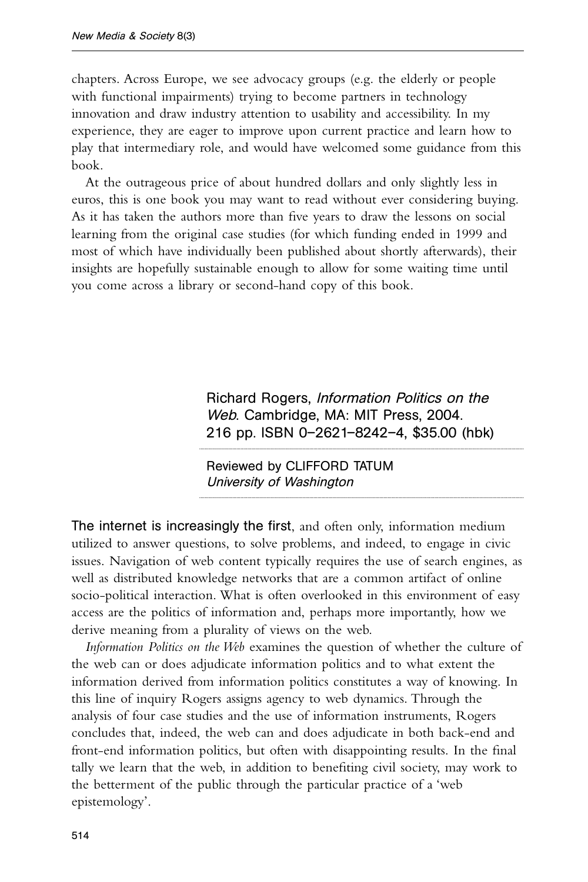chapters. Across Europe, we see advocacy groups (e.g. the elderly or people with functional impairments) trying to become partners in technology innovation and draw industry attention to usability and accessibility. In my experience, they are eager to improve upon current practice and learn how to play that intermediary role, and would have welcomed some guidance from this book.

At the outrageous price of about hundred dollars and only slightly less in euros, this is one book you may want to read without ever considering buying. As it has taken the authors more than five years to draw the lessons on social learning from the original case studies (for which funding ended in 1999 and most of which have individually been published about shortly afterwards), their insights are hopefully sustainable enough to allow for some waiting time until you come across a library or second-hand copy of this book.

Richard Rogers, *Information Politics on the Web*. Cambridge, MA: MIT Press, 2004. 216 pp. ISBN 0–2621–8242–4, $35.00 (hbk)

Reviewed by CLIFFORD TATUM
*University of Washington*

**The internet is increasingly the first**, and often only, information medium utilized to answer questions, to solve problems, and indeed, to engage in civic issues. Navigation of web content typically requires the use of search engines, as well as distributed knowledge networks that are a common artifact of online socio-political interaction. What is often overlooked in this environment of easy access are the politics of information and, perhaps more importantly, how we derive meaning from a plurality of views on the web.

*Information Politics on the Web* examines the question of whether the culture of the web can or does adjudicate information politics and to what extent the information derived from information politics constitutes a way of knowing. In this line of inquiry Rogers assigns agency to web dynamics. Through the analysis of four case studies and the use of information instruments, Rogers concludes that, indeed, the web can and does adjudicate in both back-end and front-end information politics, but often with disappointing results. In the final tally we learn that the web, in addition to benefiting civil society, may work to the betterment of the public through the particular practice of a 'web epistemology'.